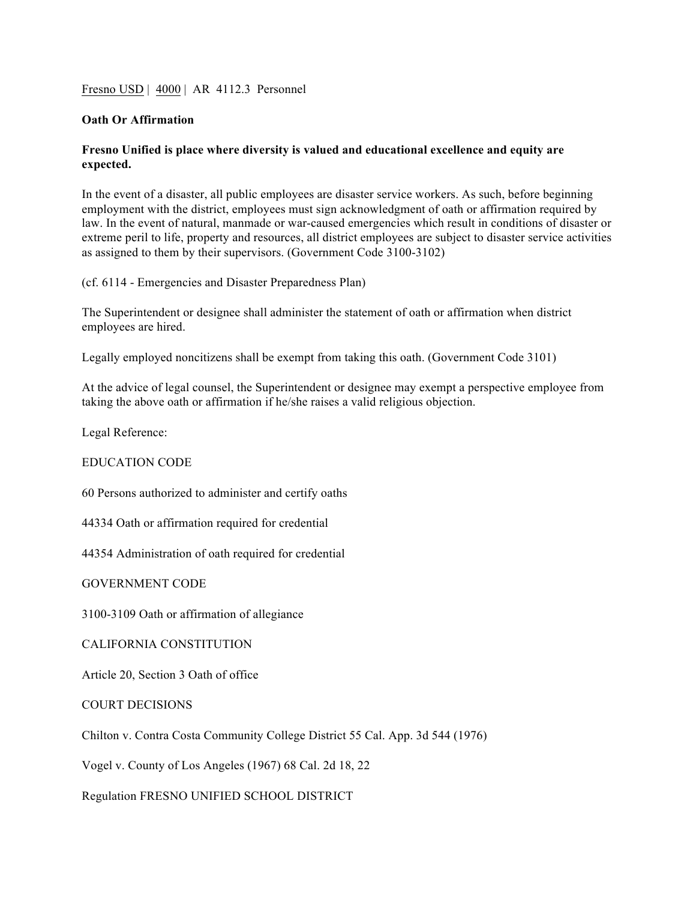Fresno USD | 4000 | AR 4112.3 Personnel

**Oath Or Affirmation**

**Fresno Unified is place where diversity is valued and educational excellence and equity are expected.**

In the event of a disaster, all public employees are disaster service workers. As such, before beginning employment with the district, employees must sign acknowledgment of oath or affirmation required by law. In the event of natural, manmade or war-caused emergencies which result in conditions of disaster or extreme peril to life, property and resources, all district employees are subject to disaster service activities as assigned to them by their supervisors. (Government Code 3100-3102)

(cf. 6114 - Emergencies and Disaster Preparedness Plan)

The Superintendent or designee shall administer the statement of oath or affirmation when district employees are hired.

Legally employed noncitizens shall be exempt from taking this oath. (Government Code 3101)

At the advice of legal counsel, the Superintendent or designee may exempt a perspective employee from taking the above oath or affirmation if he/she raises a valid religious objection.

Legal Reference:

EDUCATION CODE

60 Persons authorized to administer and certify oaths

44334 Oath or affirmation required for credential

44354 Administration of oath required for credential

GOVERNMENT CODE

3100-3109 Oath or affirmation of allegiance

CALIFORNIA CONSTITUTION

Article 20, Section 3 Oath of office

COURT DECISIONS

Chilton v. Contra Costa Community College District 55 Cal. App. 3d 544 (1976)

Vogel v. County of Los Angeles (1967) 68 Cal. 2d 18, 22

Regulation FRESNO UNIFIED SCHOOL DISTRICT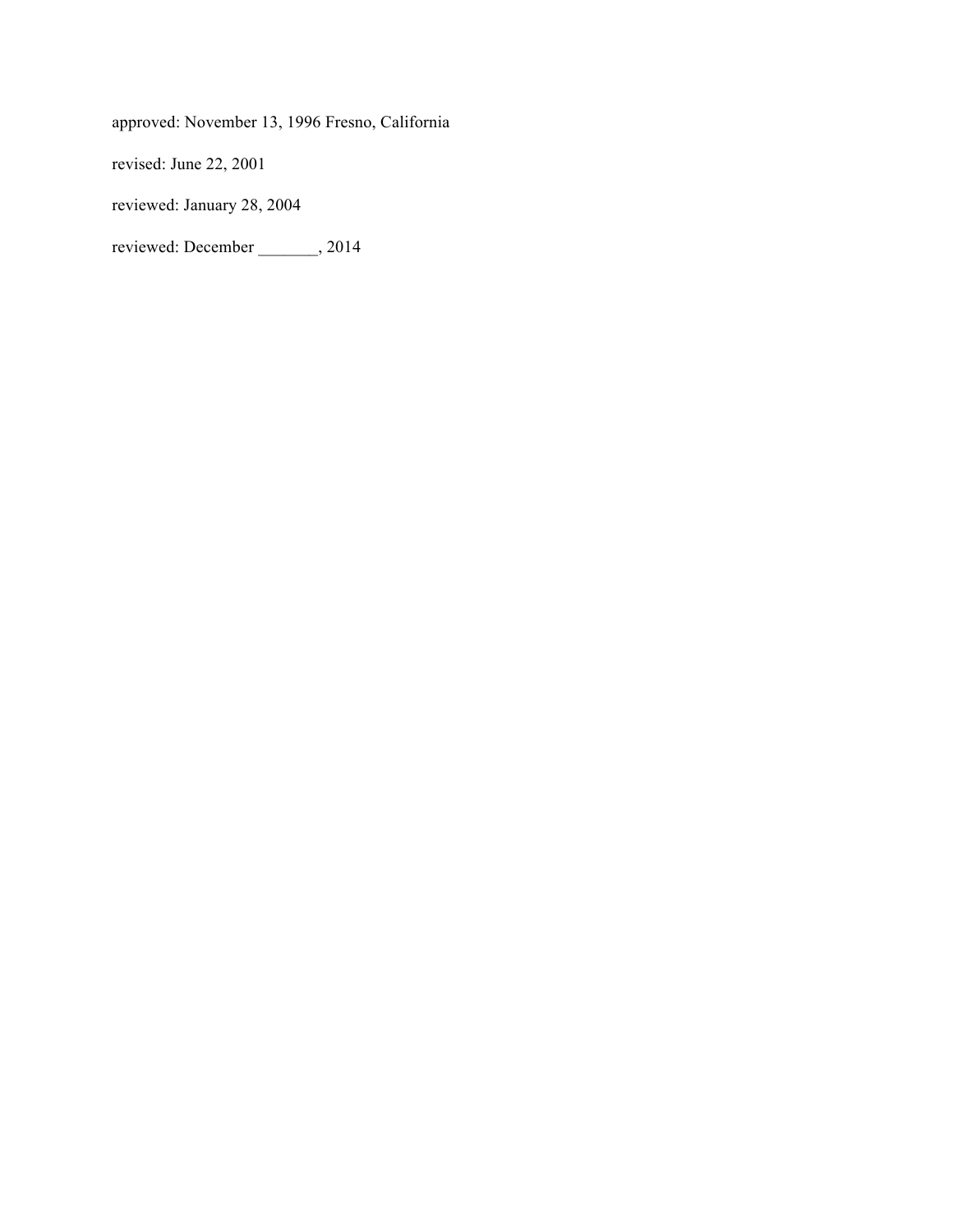approved: November 13, 1996 Fresno, California

revised: June 22, 2001

reviewed: January 28, 2004

reviewed: December _______, 2014